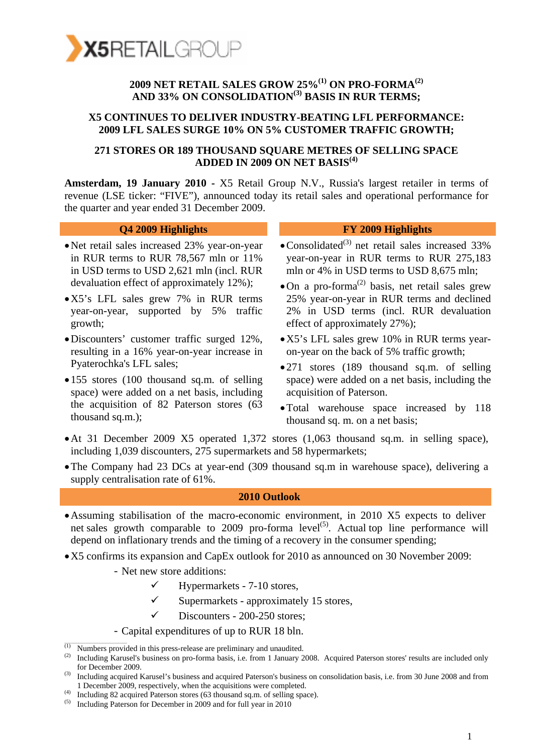X5RETAILGROUP

**2009 NET RETAIL SALES GROW 25%[1] ON PRO-FORMA[2] AND 33% ON CONSOLIDATION[3] BASIS IN RUR TERMS;**

**X5 CONTINUES TO DELIVER INDUSTRY-BEATING LFL PERFORMANCE: 2009 LFL SALES SURGE 10% ON 5% CUSTOMER TRAFFIC GROWTH;**

**271 STORES OR 189 THOUSAND SQUARE METRES OF SELLING SPACE ADDED IN 2009 ON NET BASIS[4]**

**Amsterdam, 19 January 2010** - X5 Retail Group N.V., Russia's largest retailer in terms of revenue (LSE ticker: "FIVE"), announced today its retail sales and operational performance for the quarter and year ended 31 December 2009.

### Q4 2009 Highlights

- Net retail sales increased 23% year-on-year in RUR terms to RUR 78,567 mln or 11% in USD terms to USD 2,621 mln (incl. RUR devaluation effect of approximately 12%);
- X5's LFL sales grew 7% in RUR terms year-on-year, supported by 5% traffic growth;
- Discounters' customer traffic surged 12%, resulting in a 16% year-on-year increase in Pyaterochka's LFL sales;
- 155 stores (100 thousand sq.m. of selling space) were added on a net basis, including the acquisition of 82 Paterson stores (63 thousand sq.m.);

### FY 2009 Highlights

- Consolidated[3] net retail sales increased 33% year-on-year in RUR terms to RUR 275,183 mln or 4% in USD terms to USD 8,675 mln;
- On a pro-forma[2] basis, net retail sales grew 25% year-on-year in RUR terms and declined 2% in USD terms (incl. RUR devaluation effect of approximately 27%);
- X5's LFL sales grew 10% in RUR terms year-on-year on the back of 5% traffic growth;
- 271 stores (189 thousand sq.m. of selling space) were added on a net basis, including the acquisition of Paterson.
- Total warehouse space increased by 118 thousand sq. m. on a net basis;

- At 31 December 2009 X5 operated 1,372 stores (1,063 thousand sq.m. in selling space), including 1,039 discounters, 275 supermarkets and 58 hypermarkets;
- The Company had 23 DCs at year-end (309 thousand sq.m in warehouse space), delivering a supply centralisation rate of 61%.

### 2010 Outlook

- Assuming stabilisation of the macro-economic environment, in 2010 X5 expects to deliver net sales growth comparable to 2009 pro-forma level[5]. Actual top line performance will depend on inflationary trends and the timing of a recovery in the consumer spending;
- X5 confirms its expansion and CapEx outlook for 2010 as announced on 30 November 2009:
  - Net new store additions:
    - ✓ Hypermarkets - 7-10 stores,
    - ✓ Supermarkets - approximately 15 stores,
    - ✓ Discounters - 200-250 stores;
  - Capital expenditures of up to RUR 18 bln.

---

(1) Numbers provided in this press-release are preliminary and unaudited.
(2) Including Karusel's business on pro-forma basis, i.e. from 1 January 2008. Acquired Paterson stores' results are included only for December 2009.
(3) Including acquired Karusel's business and acquired Paterson's business on consolidation basis, i.e. from 30 June 2008 and from 1 December 2009, respectively, when the acquisitions were completed.
(4) Including 82 acquired Paterson stores (63 thousand sq.m. of selling space).
(5) Including Paterson for December in 2009 and for full year in 2010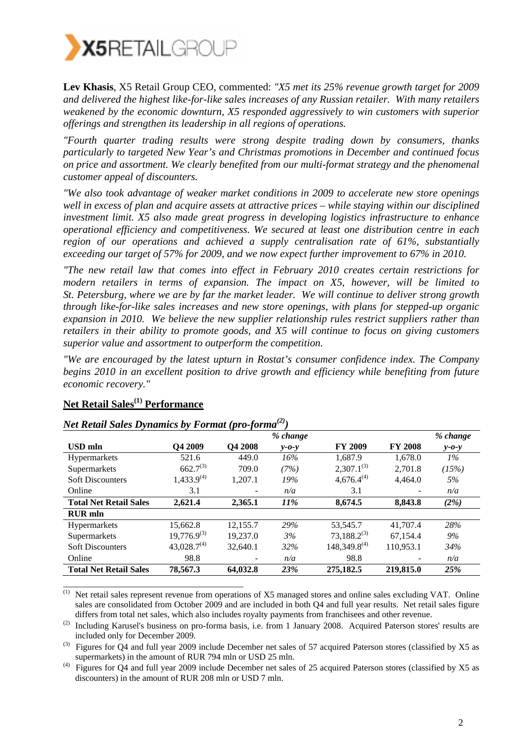**Lev Khasis**, X5 Retail Group CEO, commented: *"X5 met its 25% revenue growth target for 2009 and delivered the highest like-for-like sales increases of any Russian retailer. With many retailers weakened by the economic downturn, X5 responded aggressively to win customers with superior offerings and strengthen its leadership in all regions of operations.*

*"Fourth quarter trading results were strong despite trading down by consumers, thanks particularly to targeted New Year's and Christmas promotions in December and continued focus on price and assortment. We clearly benefited from our multi-format strategy and the phenomenal customer appeal of discounters.*

*"We also took advantage of weaker market conditions in 2009 to accelerate new store openings well in excess of plan and acquire assets at attractive prices – while staying within our disciplined investment limit. X5 also made great progress in developing logistics infrastructure to enhance operational efficiency and competitiveness. We secured at least one distribution centre in each region of our operations and achieved a supply centralisation rate of 61%, substantially exceeding our target of 57% for 2009, and we now expect further improvement to 67% in 2010.*

*"The new retail law that comes into effect in February 2010 creates certain restrictions for modern retailers in terms of expansion. The impact on X5, however, will be limited to St. Petersburg, where we are by far the market leader. We will continue to deliver strong growth through like-for-like sales increases and new store openings, with plans for stepped-up organic expansion in 2010. We believe the new supplier relationship rules restrict suppliers rather than retailers in their ability to promote goods, and X5 will continue to focus on giving customers superior value and assortment to outperform the competition.*

*"We are encouraged by the latest upturn in Rostat's consumer confidence index. The Company begins 2010 in an excellent position to drive growth and efficiency while benefiting from future economic recovery."*

## Net Retail Sales[1] Performance

*Net Retail Sales Dynamics by Format (pro-forma[2])*

| USD mln | Q4 2009 | Q4 2008 | % change y-o-y | FY 2009 | FY 2008 | % change y-o-y |
|---|---|---|---|---|---|---|
| Hypermarkets | 521.6 | 449.0 | 16% | 1,687.9 | 1,678.0 | 1% |
| Supermarkets | 662.7[3] | 709.0 | (7%) | 2,307.1[3] | 2,701.8 | (15%) |
| Soft Discounters | 1,433.9[4] | 1,207.1 | 19% | 4,676.4[4] | 4,464.0 | 5% |
| Online | 3.1 | - | n/a | 3.1 | - | n/a |
| **Total Net Retail Sales** | **2,621.4** | **2,365.1** | **11%** | **8,674.5** | **8,843.8** | **(2%)** |
| **RUR mln** | | | | | | |
| Hypermarkets | 15,662.8 | 12,155.7 | 29% | 53,545.7 | 41,707.4 | 28% |
| Supermarkets | 19,776.9[3] | 19,237.0 | 3% | 73,188.2[3] | 67,154.4 | 9% |
| Soft Discounters | 43,028.7[4] | 32,640.1 | 32% | 148,349.8[4] | 110,953.1 | 34% |
| Online | 98.8 | - | n/a | 98.8 | - | n/a |
| **Total Net Retail Sales** | **78,567.3** | **64,032.8** | **23%** | **275,182.5** | **219,815.0** | **25%** |

---

(1) Net retail sales represent revenue from operations of X5 managed stores and online sales excluding VAT. Online sales are consolidated from October 2009 and are included in both Q4 and full year results. Net retail sales figure differs from total net sales, which also includes royalty payments from franchisees and other revenue.

(2) Including Karusel's business on pro-forma basis, i.e. from 1 January 2008. Acquired Paterson stores' results are included only for December 2009.

(3) Figures for Q4 and full year 2009 include December net sales of 57 acquired Paterson stores (classified by X5 as supermarkets) in the amount of RUR 794 mln or USD 25 mln.

(4) Figures for Q4 and full year 2009 include December net sales of 25 acquired Paterson stores (classified by X5 as discounters) in the amount of RUR 208 mln or USD 7 mln.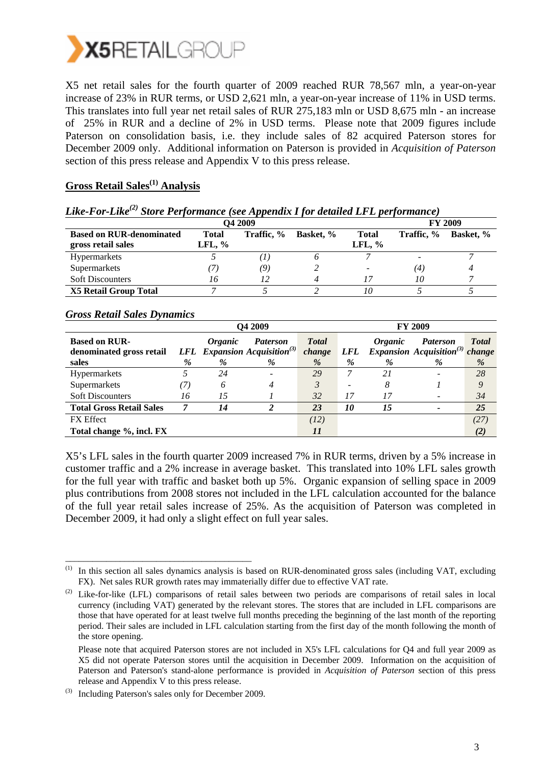X5 net retail sales for the fourth quarter of 2009 reached RUR 78,567 mln, a year-on-year increase of 23% in RUR terms, or USD 2,621 mln, a year-on-year increase of 11% in USD terms. This translates into full year net retail sales of RUR 275,183 mln or USD 8,675 mln - an increase of 25% in RUR and a decline of 2% in USD terms. Please note that 2009 figures include Paterson on consolidation basis, i.e. they include sales of 82 acquired Paterson stores for December 2009 only. Additional information on Paterson is provided in *Acquisition of Paterson* section of this press release and Appendix V to this press release.

## Gross Retail Sales[(1)] Analysis

### *Like-For-Like[(2)] Store Performance (see Appendix I for detailed LFL performance)*

| | Q4 2009 | | | FY 2009 | | |
|---|---|---|---|---|---|---|
| **Based on RUR-denominated gross retail sales** | **Total LFL, %** | **Traffic, %** | **Basket, %** | **Total LFL, %** | **Traffic, %** | **Basket, %** |
| Hypermarkets | *5* | *(1)* | *6* | *7* | - | *7* |
| Supermarkets | *(7)* | *(9)* | *2* | - | *(4)* | *4* |
| Soft Discounters | *16* | *12* | *4* | *17* | *10* | *7* |
| **X5 Retail Group Total** | *7* | *5* | *2* | *10* | *5* | *5* |

### *Gross Retail Sales Dynamics*

| | Q4 2009 | | | | FY 2009 | | | |
|---|---|---|---|---|---|---|---|---|
| **Based on RUR-denominated gross retail sales** | ***LFL %*** | ***Organic Expansion %*** | ***Paterson Acquisition[(3)] %*** | ***Total change %*** | ***LFL %*** | ***Organic Expansion %*** | ***Paterson Acquisition[(3)] %*** | ***Total change %*** |
| Hypermarkets | *5* | *24* | - | *29* | *7* | *21* | - | *28* |
| Supermarkets | *(7)* | *6* | *4* | *3* | - | *8* | *1* | *9* |
| Soft Discounters | *16* | *15* | *1* | *32* | *17* | *17* | - | *34* |
| **Total Gross Retail Sales** | ***7*** | ***14*** | ***2*** | ***23*** | ***10*** | ***15*** | - | ***25*** |
| FX Effect | | | | *(12)* | | | | *(27)* |
| **Total change %, incl. FX** | | | | ***11*** | | | | ***(2)*** |

X5's LFL sales in the fourth quarter 2009 increased 7% in RUR terms, driven by a 5% increase in customer traffic and a 2% increase in average basket. This translated into 10% LFL sales growth for the full year with traffic and basket both up 5%. Organic expansion of selling space in 2009 plus contributions from 2008 stores not included in the LFL calculation accounted for the balance of the full year retail sales increase of 25%. As the acquisition of Paterson was completed in December 2009, it had only a slight effect on full year sales.

---

(1) In this section all sales dynamics analysis is based on RUR-denominated gross sales (including VAT, excluding FX). Net sales RUR growth rates may immaterially differ due to effective VAT rate.

(2) Like-for-like (LFL) comparisons of retail sales between two periods are comparisons of retail sales in local currency (including VAT) generated by the relevant stores. The stores that are included in LFL comparisons are those that have operated for at least twelve full months preceding the beginning of the last month of the reporting period. Their sales are included in LFL calculation starting from the first day of the month following the month of the store opening.

Please note that acquired Paterson stores are not included in X5's LFL calculations for Q4 and full year 2009 as X5 did not operate Paterson stores until the acquisition in December 2009. Information on the acquisition of Paterson and Paterson's stand-alone performance is provided in *Acquisition of Paterson* section of this press release and Appendix V to this press release.

(3) Including Paterson's sales only for December 2009.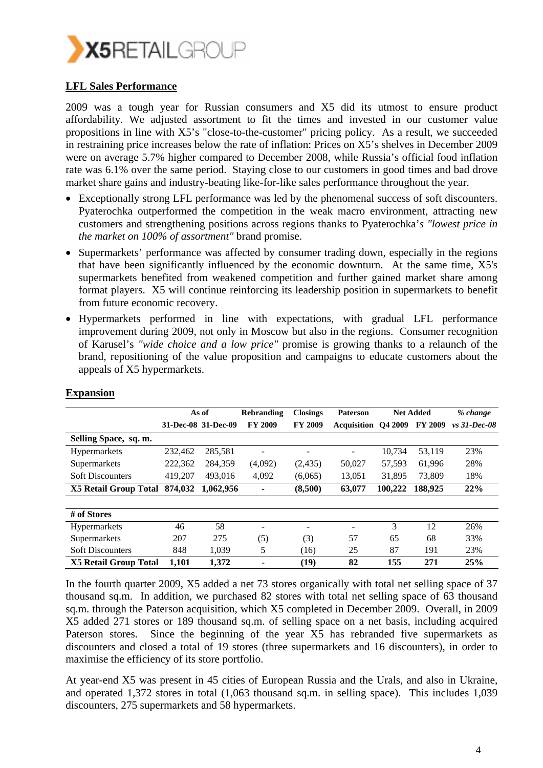## LFL Sales Performance

2009 was a tough year for Russian consumers and X5 did its utmost to ensure product affordability. We adjusted assortment to fit the times and invested in our customer value propositions in line with X5's "close-to-the-customer" pricing policy. As a result, we succeeded in restraining price increases below the rate of inflation: Prices on X5's shelves in December 2009 were on average 5.7% higher compared to December 2008, while Russia's official food inflation rate was 6.1% over the same period. Staying close to our customers in good times and bad drove market share gains and industry-beating like-for-like sales performance throughout the year.

- Exceptionally strong LFL performance was led by the phenomenal success of soft discounters. Pyaterochka outperformed the competition in the weak macro environment, attracting new customers and strengthening positions across regions thanks to Pyaterochka'*s "lowest price in the market on 100% of assortment"* brand promise.
- Supermarkets' performance was affected by consumer trading down, especially in the regions that have been significantly influenced by the economic downturn. At the same time, X5's supermarkets benefited from weakened competition and further gained market share among format players. X5 will continue reinforcing its leadership position in supermarkets to benefit from future economic recovery.
- Hypermarkets performed in line with expectations, with gradual LFL performance improvement during 2009, not only in Moscow but also in the regions. Consumer recognition of Karusel's *"wide choice and a low price"* promise is growing thanks to a relaunch of the brand, repositioning of the value proposition and campaigns to educate customers about the appeals of X5 hypermarkets.

## Expansion

| | As of | | Rebranding | Closings | Paterson | Net Added | | *% change* |
|---|---|---|---|---|---|---|---|---|
| | 31-Dec-08 | 31-Dec-09 | FY 2009 | FY 2009 | Acquisition | Q4 2009 | FY 2009 | *vs 31-Dec-08* |
| **Selling Space, sq. m.** | | | | | | | | |
| Hypermarkets | 232,462 | 285,581 | - | - | - | 10,734 | 53,119 | 23% |
| Supermarkets | 222,362 | 284,359 | (4,092) | (2,435) | 50,027 | 57,593 | 61,996 | 28% |
| Soft Discounters | 419,207 | 493,016 | 4,092 | (6,065) | 13,051 | 31,895 | 73,809 | 18% |
| **X5 Retail Group Total** | **874,032** | **1,062,956** | **-** | **(8,500)** | **63,077** | **100,222** | **188,925** | **22%** |
| | | | | | | | | |
| **# of Stores** | | | | | | | | |
| Hypermarkets | 46 | 58 | - | - | - | 3 | 12 | 26% |
| Supermarkets | 207 | 275 | (5) | (3) | 57 | 65 | 68 | 33% |
| Soft Discounters | 848 | 1,039 | 5 | (16) | 25 | 87 | 191 | 23% |
| **X5 Retail Group Total** | **1,101** | **1,372** | **-** | **(19)** | **82** | **155** | **271** | **25%** |

In the fourth quarter 2009, X5 added a net 73 stores organically with total net selling space of 37 thousand sq.m. In addition, we purchased 82 stores with total net selling space of 63 thousand sq.m. through the Paterson acquisition, which X5 completed in December 2009. Overall, in 2009 X5 added 271 stores or 189 thousand sq.m. of selling space on a net basis, including acquired Paterson stores. Since the beginning of the year X5 has rebranded five supermarkets as discounters and closed a total of 19 stores (three supermarkets and 16 discounters), in order to maximise the efficiency of its store portfolio.

At year-end X5 was present in 45 cities of European Russia and the Urals, and also in Ukraine, and operated 1,372 stores in total (1,063 thousand sq.m. in selling space). This includes 1,039 discounters, 275 supermarkets and 58 hypermarkets.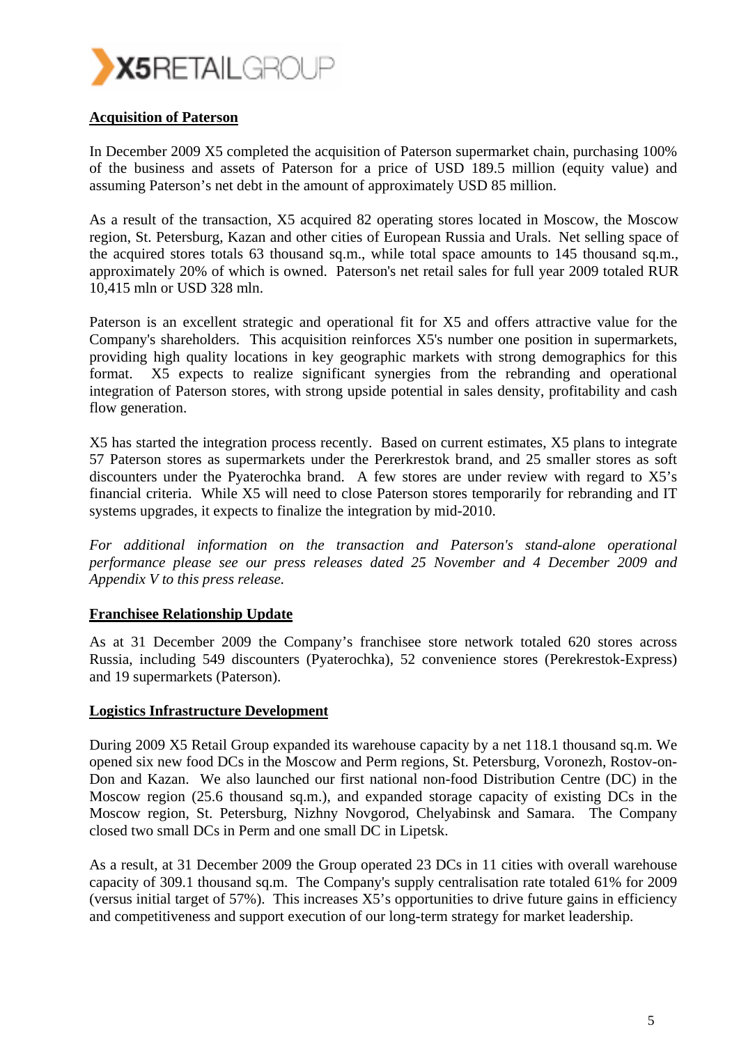## Acquisition of Paterson

In December 2009 X5 completed the acquisition of Paterson supermarket chain, purchasing 100% of the business and assets of Paterson for a price of USD 189.5 million (equity value) and assuming Paterson's net debt in the amount of approximately USD 85 million.

As a result of the transaction, X5 acquired 82 operating stores located in Moscow, the Moscow region, St. Petersburg, Kazan and other cities of European Russia and Urals. Net selling space of the acquired stores totals 63 thousand sq.m., while total space amounts to 145 thousand sq.m., approximately 20% of which is owned. Paterson's net retail sales for full year 2009 totaled RUR 10,415 mln or USD 328 mln.

Paterson is an excellent strategic and operational fit for X5 and offers attractive value for the Company's shareholders. This acquisition reinforces X5's number one position in supermarkets, providing high quality locations in key geographic markets with strong demographics for this format. X5 expects to realize significant synergies from the rebranding and operational integration of Paterson stores, with strong upside potential in sales density, profitability and cash flow generation.

X5 has started the integration process recently. Based on current estimates, X5 plans to integrate 57 Paterson stores as supermarkets under the Pererkrestok brand, and 25 smaller stores as soft discounters under the Pyaterochka brand. A few stores are under review with regard to X5's financial criteria. While X5 will need to close Paterson stores temporarily for rebranding and IT systems upgrades, it expects to finalize the integration by mid-2010.

*For additional information on the transaction and Paterson's stand-alone operational performance please see our press releases dated 25 November and 4 December 2009 and Appendix V to this press release.*

## Franchisee Relationship Update

As at 31 December 2009 the Company's franchisee store network totaled 620 stores across Russia, including 549 discounters (Pyaterochka), 52 convenience stores (Perekrestok-Express) and 19 supermarkets (Paterson).

## Logistics Infrastructure Development

During 2009 X5 Retail Group expanded its warehouse capacity by a net 118.1 thousand sq.m. We opened six new food DCs in the Moscow and Perm regions, St. Petersburg, Voronezh, Rostov-on-Don and Kazan. We also launched our first national non-food Distribution Centre (DC) in the Moscow region (25.6 thousand sq.m.), and expanded storage capacity of existing DCs in the Moscow region, St. Petersburg, Nizhny Novgorod, Chelyabinsk and Samara. The Company closed two small DCs in Perm and one small DC in Lipetsk.

As a result, at 31 December 2009 the Group operated 23 DCs in 11 cities with overall warehouse capacity of 309.1 thousand sq.m. The Company's supply centralisation rate totaled 61% for 2009 (versus initial target of 57%). This increases X5's opportunities to drive future gains in efficiency and competitiveness and support execution of our long-term strategy for market leadership.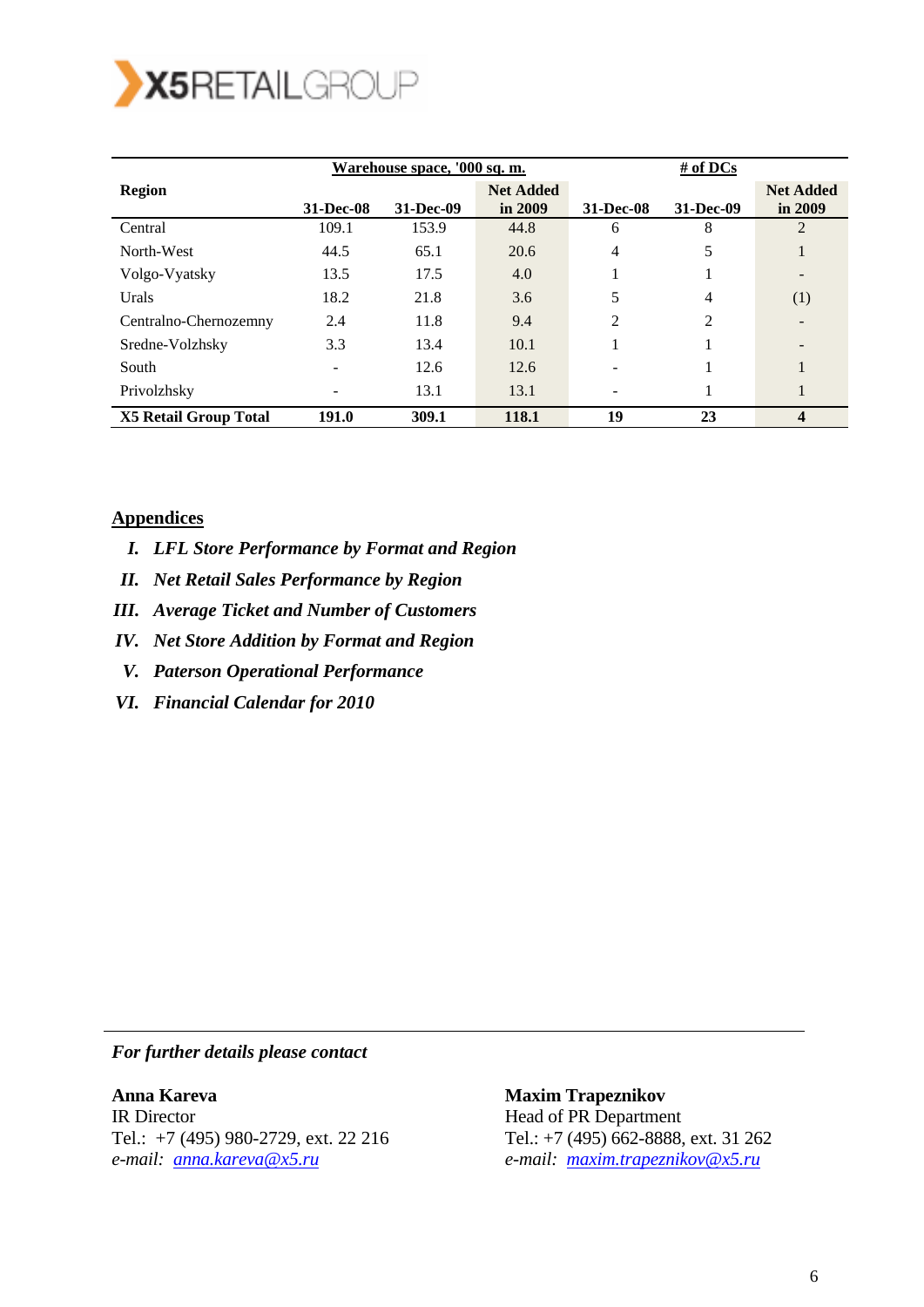| Region | Warehouse space, '000 sq. m. | | | # of DCs | | |
|---|---|---|---|---|---|---|
| | 31-Dec-08 | 31-Dec-09 | Net Added in 2009 | 31-Dec-08 | 31-Dec-09 | Net Added in 2009 |
| Central | 109.1 | 153.9 | 44.8 | 6 | 8 | 2 |
| North-West | 44.5 | 65.1 | 20.6 | 4 | 5 | 1 |
| Volgo-Vyatsky | 13.5 | 17.5 | 4.0 | 1 | 1 | - |
| Urals | 18.2 | 21.8 | 3.6 | 5 | 4 | (1) |
| Centralno-Chernozemny | 2.4 | 11.8 | 9.4 | 2 | 2 | - |
| Sredne-Volzhsky | 3.3 | 13.4 | 10.1 | 1 | 1 | - |
| South | - | 12.6 | 12.6 | - | 1 | 1 |
| Privolzhsky | - | 13.1 | 13.1 | - | 1 | 1 |
| **X5 Retail Group Total** | **191.0** | **309.1** | **118.1** | **19** | **23** | **4** |

## Appendices

I. ***LFL Store Performance by Format and Region***

II. ***Net Retail Sales Performance by Region***

III. ***Average Ticket and Number of Customers***

IV. ***Net Store Addition by Format and Region***

V. ***Paterson Operational Performance***

VI. ***Financial Calendar for 2010***

***For further details please contact***

**Anna Kareva**
IR Director
Tel.: +7 (495) 980-2729, ext. 22 216
*e-mail: anna.kareva@x5.ru*

**Maxim Trapeznikov**
Head of PR Department
Tel.: +7 (495) 662-8888, ext. 31 262
*e-mail: maxim.trapeznikov@x5.ru*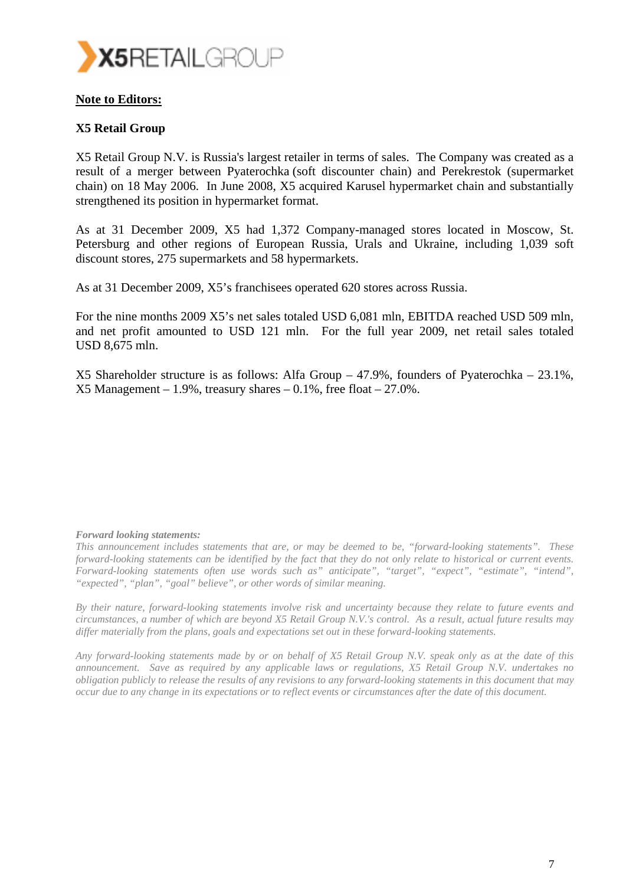**Note to Editors:**

**X5 Retail Group**

X5 Retail Group N.V. is Russia's largest retailer in terms of sales. The Company was created as a result of a merger between Pyaterochka (soft discounter chain) and Perekrestok (supermarket chain) on 18 May 2006. In June 2008, X5 acquired Karusel hypermarket chain and substantially strengthened its position in hypermarket format.

As at 31 December 2009, X5 had 1,372 Company-managed stores located in Moscow, St. Petersburg and other regions of European Russia, Urals and Ukraine, including 1,039 soft discount stores, 275 supermarkets and 58 hypermarkets.

As at 31 December 2009, X5's franchisees operated 620 stores across Russia.

For the nine months 2009 X5's net sales totaled USD 6,081 mln, EBITDA reached USD 509 mln, and net profit amounted to USD 121 mln. For the full year 2009, net retail sales totaled USD 8,675 mln.

X5 Shareholder structure is as follows: Alfa Group – 47.9%, founders of Pyaterochka – 23.1%, X5 Management – 1.9%, treasury shares – 0.1%, free float – 27.0%.

***Forward looking statements:***

*This announcement includes statements that are, or may be deemed to be, "forward-looking statements". These forward-looking statements can be identified by the fact that they do not only relate to historical or current events. Forward-looking statements often use words such as" anticipate", "target", "expect", "estimate", "intend", "expected", "plan", "goal" believe", or other words of similar meaning.*

*By their nature, forward-looking statements involve risk and uncertainty because they relate to future events and circumstances, a number of which are beyond X5 Retail Group N.V.'s control. As a result, actual future results may differ materially from the plans, goals and expectations set out in these forward-looking statements.*

*Any forward-looking statements made by or on behalf of X5 Retail Group N.V. speak only as at the date of this announcement. Save as required by any applicable laws or regulations, X5 Retail Group N.V. undertakes no obligation publicly to release the results of any revisions to any forward-looking statements in this document that may occur due to any change in its expectations or to reflect events or circumstances after the date of this document.*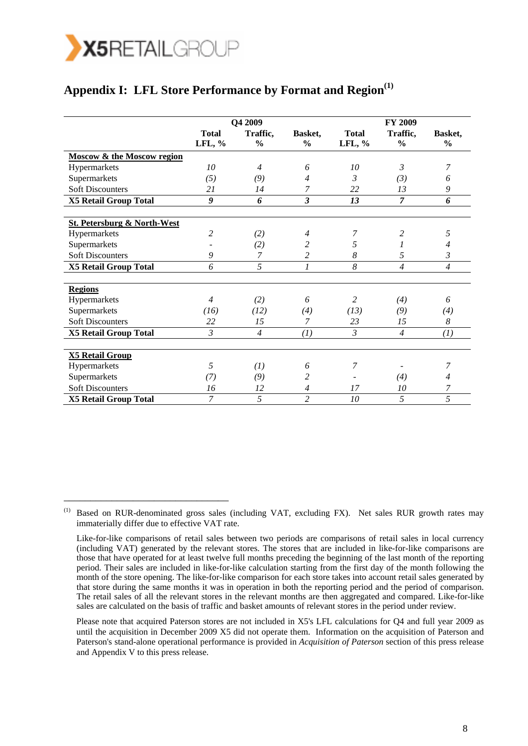## Appendix I: LFL Store Performance by Format and Region[1]

| | Q4 2009 | | | FY 2009 | | |
|---|---|---|---|---|---|---|
| | Total LFL, % | Traffic, % | Basket, % | Total LFL, % | Traffic, % | Basket, % |
| **Moscow & the Moscow region** | | | | | | |
| Hypermarkets | *10* | *4* | *6* | *10* | *3* | *7* |
| Supermarkets | *(5)* | *(9)* | *4* | *3* | *(3)* | *6* |
| Soft Discounters | *21* | *14* | *7* | *22* | *13* | *9* |
| **X5 Retail Group Total** | ***9*** | ***6*** | ***3*** | ***13*** | ***7*** | ***6*** |
| **St. Petersburg & North-West** | | | | | | |
| Hypermarkets | *2* | *(2)* | *4* | *7* | *2* | *5* |
| Supermarkets | - | *(2)* | *2* | *5* | *1* | *4* |
| Soft Discounters | *9* | *7* | *2* | *8* | *5* | *3* |
| **X5 Retail Group Total** | *6* | *5* | *1* | *8* | *4* | *4* |
| **Regions** | | | | | | |
| Hypermarkets | *4* | *(2)* | *6* | *2* | *(4)* | *6* |
| Supermarkets | *(16)* | *(12)* | *(4)* | *(13)* | *(9)* | *(4)* |
| Soft Discounters | *22* | *15* | *7* | *23* | *15* | *8* |
| **X5 Retail Group Total** | *3* | *4* | *(1)* | *3* | *4* | *(1)* |
| **X5 Retail Group** | | | | | | |
| Hypermarkets | *5* | *(1)* | *6* | *7* | - | *7* |
| Supermarkets | *(7)* | *(9)* | *2* | - | *(4)* | *4* |
| Soft Discounters | *16* | *12* | *4* | *17* | *10* | *7* |
| **X5 Retail Group Total** | *7* | *5* | *2* | *10* | *5* | *5* |

---

[1] Based on RUR-denominated gross sales (including VAT, excluding FX). Net sales RUR growth rates may immaterially differ due to effective VAT rate.

Like-for-like comparisons of retail sales between two periods are comparisons of retail sales in local currency (including VAT) generated by the relevant stores. The stores that are included in like-for-like comparisons are those that have operated for at least twelve full months preceding the beginning of the last month of the reporting period. Their sales are included in like-for-like calculation starting from the first day of the month following the month of the store opening. The like-for-like comparison for each store takes into account retail sales generated by that store during the same months it was in operation in both the reporting period and the period of comparison. The retail sales of all the relevant stores in the relevant months are then aggregated and compared. Like-for-like sales are calculated on the basis of traffic and basket amounts of relevant stores in the period under review.

Please note that acquired Paterson stores are not included in X5's LFL calculations for Q4 and full year 2009 as until the acquisition in December 2009 X5 did not operate them. Information on the acquisition of Paterson and Paterson's stand-alone operational performance is provided in *Acquisition of Paterson* section of this press release and Appendix V to this press release.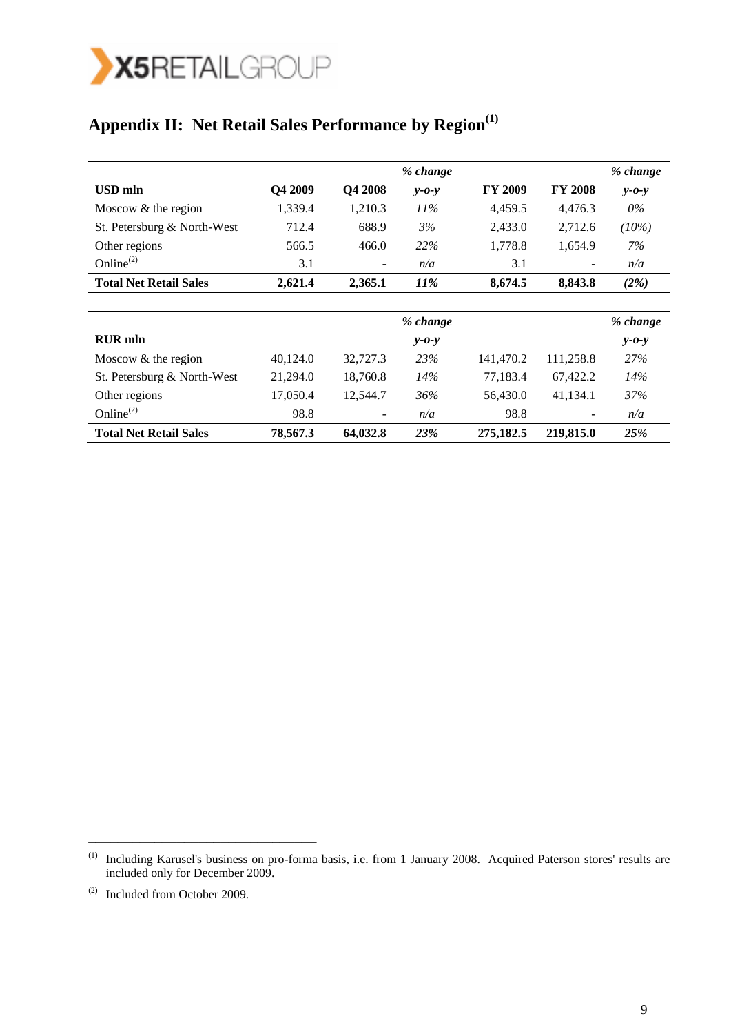## Appendix II: Net Retail Sales Performance by Region[(1)]

| USD mln | Q4 2009 | Q4 2008 | *% change y-o-y* | FY 2009 | FY 2008 | *% change y-o-y* |
|---|---|---|---|---|---|---|
| Moscow & the region | 1,339.4 | 1,210.3 | *11%* | 4,459.5 | 4,476.3 | *0%* |
| St. Petersburg & North-West | 712.4 | 688.9 | *3%* | 2,433.0 | 2,712.6 | *(10%)* |
| Other regions | 566.5 | 466.0 | *22%* | 1,778.8 | 1,654.9 | *7%* |
| Online[(2)] | 3.1 | - | *n/a* | 3.1 | - | *n/a* |
| **Total Net Retail Sales** | **2,621.4** | **2,365.1** | ***11%*** | **8,674.5** | **8,843.8** | ***(2%)*** |

| RUR mln | | | *% change y-o-y* | | | *% change y-o-y* |
|---|---|---|---|---|---|---|
| Moscow & the region | 40,124.0 | 32,727.3 | *23%* | 141,470.2 | 111,258.8 | *27%* |
| St. Petersburg & North-West | 21,294.0 | 18,760.8 | *14%* | 77,183.4 | 67,422.2 | *14%* |
| Other regions | 17,050.4 | 12,544.7 | *36%* | 56,430.0 | 41,134.1 | *37%* |
| Online[(2)] | 98.8 | - | *n/a* | 98.8 | - | *n/a* |
| **Total Net Retail Sales** | **78,567.3** | **64,032.8** | ***23%*** | **275,182.5** | **219,815.0** | ***25%*** |

---

(1) Including Karusel's business on pro-forma basis, i.e. from 1 January 2008. Acquired Paterson stores' results are included only for December 2009.

(2) Included from October 2009.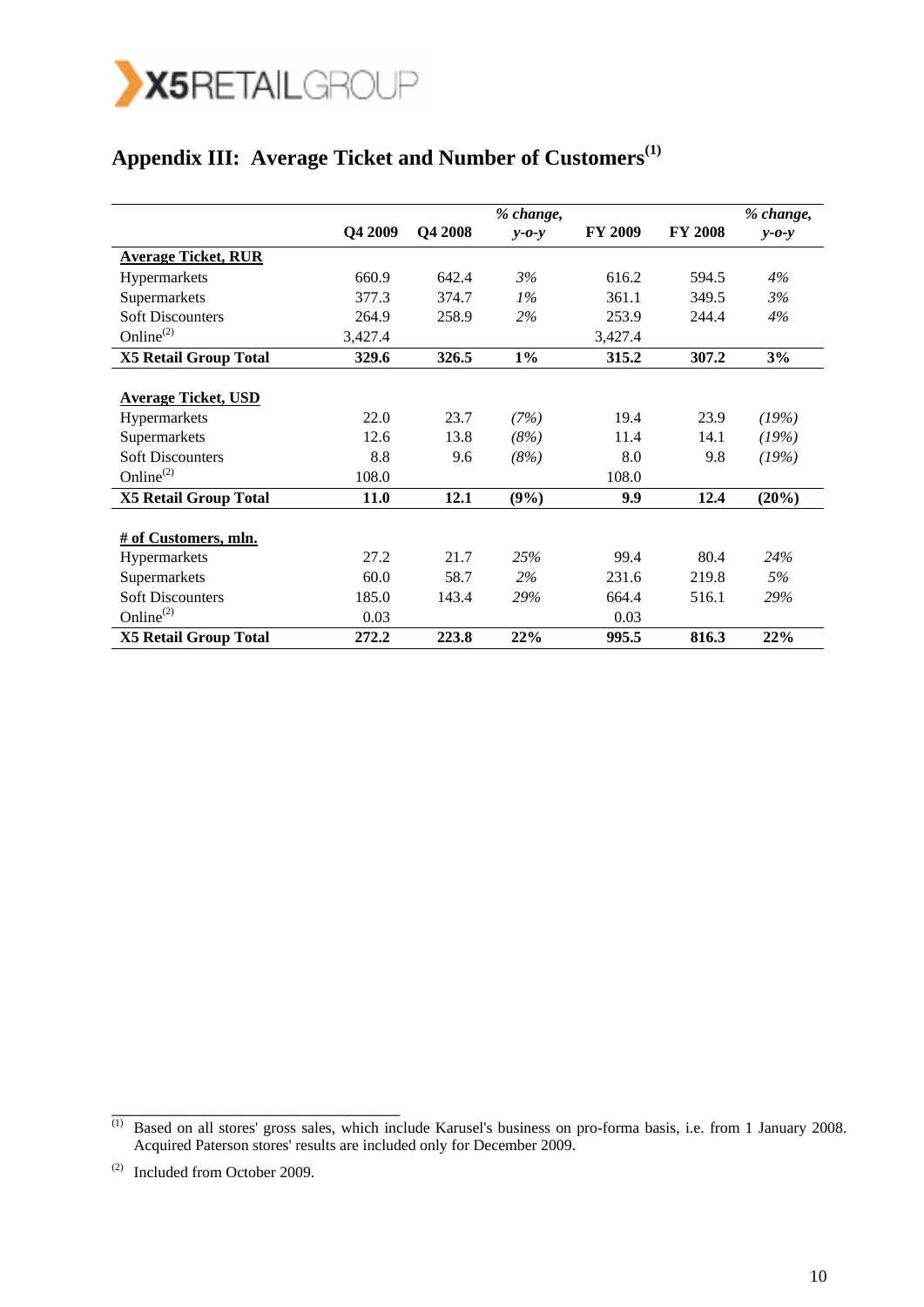## Appendix III: Average Ticket and Number of Customers[1]

| | Q4 2009 | Q4 2008 | *% change, y-o-y* | FY 2009 | FY 2008 | *% change, y-o-y* |
|---|---|---|---|---|---|---|
| **Average Ticket, RUR** | | | | | | |
| Hypermarkets | 660.9 | 642.4 | *3%* | 616.2 | 594.5 | *4%* |
| Supermarkets | 377.3 | 374.7 | *1%* | 361.1 | 349.5 | *3%* |
| Soft Discounters | 264.9 | 258.9 | *2%* | 253.9 | 244.4 | *4%* |
| Online[2] | 3,427.4 | | | 3,427.4 | | |
| **X5 Retail Group Total** | **329.6** | **326.5** | **1%** | **315.2** | **307.2** | **3%** |
| | | | | | | |
| **Average Ticket, USD** | | | | | | |
| Hypermarkets | 22.0 | 23.7 | *(7%)* | 19.4 | 23.9 | *(19%)* |
| Supermarkets | 12.6 | 13.8 | *(8%)* | 11.4 | 14.1 | *(19%)* |
| Soft Discounters | 8.8 | 9.6 | *(8%)* | 8.0 | 9.8 | *(19%)* |
| Online[2] | 108.0 | | | 108.0 | | |
| **X5 Retail Group Total** | **11.0** | **12.1** | **(9%)** | **9.9** | **12.4** | **(20%)** |
| | | | | | | |
| **# of Customers, mln.** | | | | | | |
| Hypermarkets | 27.2 | 21.7 | *25%* | 99.4 | 80.4 | *24%* |
| Supermarkets | 60.0 | 58.7 | *2%* | 231.6 | 219.8 | *5%* |
| Soft Discounters | 185.0 | 143.4 | *29%* | 664.4 | 516.1 | *29%* |
| Online[2] | 0.03 | | | 0.03 | | |
| **X5 Retail Group Total** | **272.2** | **223.8** | **22%** | **995.5** | **816.3** | **22%** |

---

(1) Based on all stores' gross sales, which include Karusel's business on pro-forma basis, i.e. from 1 January 2008. Acquired Paterson stores' results are included only for December 2009.

(2) Included from October 2009.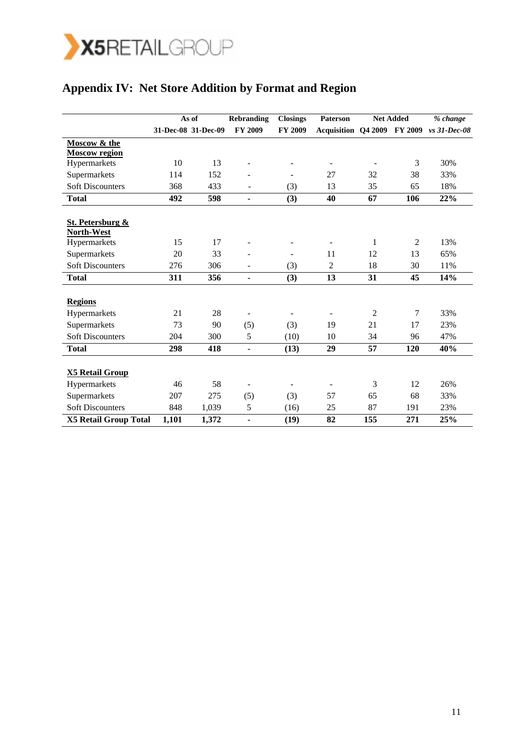## Appendix IV: Net Store Addition by Format and Region

| | As of | | Rebranding | Closings | Paterson | Net Added | | *% change* |
|---|---|---|---|---|---|---|---|---|
| | 31-Dec-08 | 31-Dec-09 | FY 2009 | FY 2009 | Acquisition | Q4 2009 | FY 2009 | *vs 31-Dec-08* |
| **Moscow & the Moscow region** | | | | | | | | |
| Hypermarkets | 10 | 13 | - | - | - | - | 3 | 30% |
| Supermarkets | 114 | 152 | - | - | 27 | 32 | 38 | 33% |
| Soft Discounters | 368 | 433 | - | (3) | 13 | 35 | 65 | 18% |
| **Total** | **492** | **598** | **-** | **(3)** | **40** | **67** | **106** | **22%** |
| **St. Petersburg & North-West** | | | | | | | | |
| Hypermarkets | 15 | 17 | - | - | - | 1 | 2 | 13% |
| Supermarkets | 20 | 33 | - | - | 11 | 12 | 13 | 65% |
| Soft Discounters | 276 | 306 | - | (3) | 2 | 18 | 30 | 11% |
| **Total** | **311** | **356** | **-** | **(3)** | **13** | **31** | **45** | **14%** |
| **Regions** | | | | | | | | |
| Hypermarkets | 21 | 28 | - | - | - | 2 | 7 | 33% |
| Supermarkets | 73 | 90 | (5) | (3) | 19 | 21 | 17 | 23% |
| Soft Discounters | 204 | 300 | 5 | (10) | 10 | 34 | 96 | 47% |
| **Total** | **298** | **418** | **-** | **(13)** | **29** | **57** | **120** | **40%** |
| **X5 Retail Group** | | | | | | | | |
| Hypermarkets | 46 | 58 | - | - | - | 3 | 12 | 26% |
| Supermarkets | 207 | 275 | (5) | (3) | 57 | 65 | 68 | 33% |
| Soft Discounters | 848 | 1,039 | 5 | (16) | 25 | 87 | 191 | 23% |
| **X5 Retail Group Total** | **1,101** | **1,372** | **-** | **(19)** | **82** | **155** | **271** | **25%** |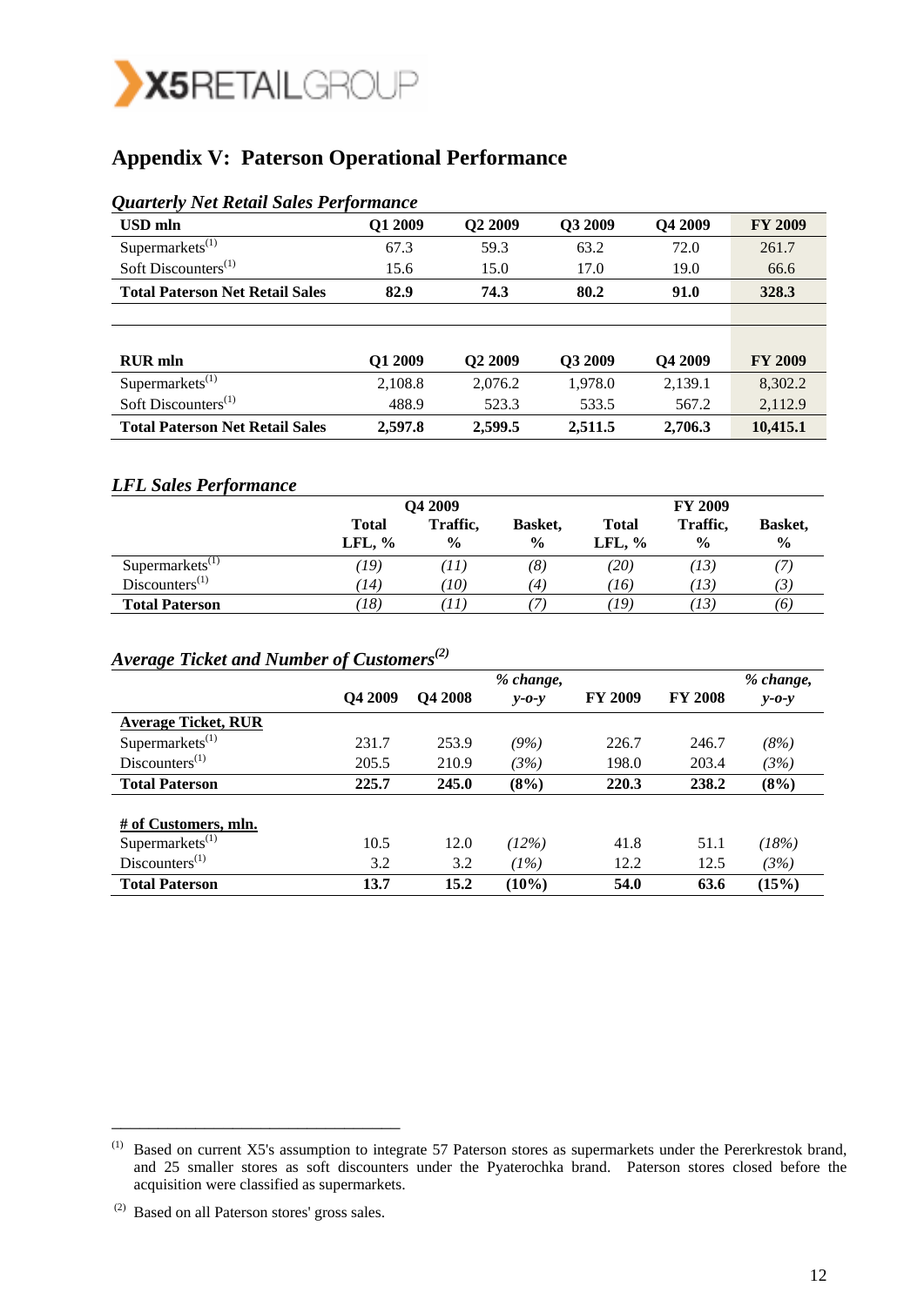## Appendix V: Paterson Operational Performance

### *Quarterly Net Retail Sales Performance*

| USD mln | Q1 2009 | Q2 2009 | Q3 2009 | Q4 2009 | FY 2009 |
|---|---|---|---|---|---|
| Supermarkets[(1)] | 67.3 | 59.3 | 63.2 | 72.0 | 261.7 |
| Soft Discounters[(1)] | 15.6 | 15.0 | 17.0 | 19.0 | 66.6 |
| **Total Paterson Net Retail Sales** | **82.9** | **74.3** | **80.2** | **91.0** | **328.3** |
| | | | | | |
| **RUR mln** | **Q1 2009** | **Q2 2009** | **Q3 2009** | **Q4 2009** | **FY 2009** |
| Supermarkets[(1)] | 2,108.8 | 2,076.2 | 1,978.0 | 2,139.1 | 8,302.2 |
| Soft Discounters[(1)] | 488.9 | 523.3 | 533.5 | 567.2 | 2,112.9 |
| **Total Paterson Net Retail Sales** | **2,597.8** | **2,599.5** | **2,511.5** | **2,706.3** | **10,415.1** |

### *LFL Sales Performance*

| | Q4 2009 | | | FY 2009 | | |
|---|---|---|---|---|---|---|
| | **Total LFL, %** | **Traffic, %** | **Basket, %** | **Total LFL, %** | **Traffic, %** | **Basket, %** |
| Supermarkets[(1)] | *(19)* | *(11)* | *(8)* | *(20)* | *(13)* | *(7)* |
| Discounters[(1)] | *(14)* | *(10)* | *(4)* | *(16)* | *(13)* | *(3)* |
| **Total Paterson** | *(18)* | *(11)* | *(7)* | *(19)* | *(13)* | *(6)* |

### *Average Ticket and Number of Customers[(2)]*

| | Q4 2009 | Q4 2008 | *% change, y-o-y* | FY 2009 | FY 2008 | *% change, y-o-y* |
|---|---|---|---|---|---|---|
| **Average Ticket, RUR** | | | | | | |
| Supermarkets[(1)] | 231.7 | 253.9 | *(9%)* | 226.7 | 246.7 | *(8%)* |
| Discounters[(1)] | 205.5 | 210.9 | *(3%)* | 198.0 | 203.4 | *(3%)* |
| **Total Paterson** | **225.7** | **245.0** | **(8%)** | **220.3** | **238.2** | **(8%)** |
| | | | | | | |
| **# of Customers, mln.** | | | | | | |
| Supermarkets[(1)] | 10.5 | 12.0 | *(12%)* | 41.8 | 51.1 | *(18%)* |
| Discounters[(1)] | 3.2 | 3.2 | *(1%)* | 12.2 | 12.5 | *(3%)* |
| **Total Paterson** | **13.7** | **15.2** | **(10%)** | **54.0** | **63.6** | **(15%)** |

---

(1) Based on current X5's assumption to integrate 57 Paterson stores as supermarkets under the Pererkrestok brand, and 25 smaller stores as soft discounters under the Pyaterochka brand. Paterson stores closed before the acquisition were classified as supermarkets.

(2) Based on all Paterson stores' gross sales.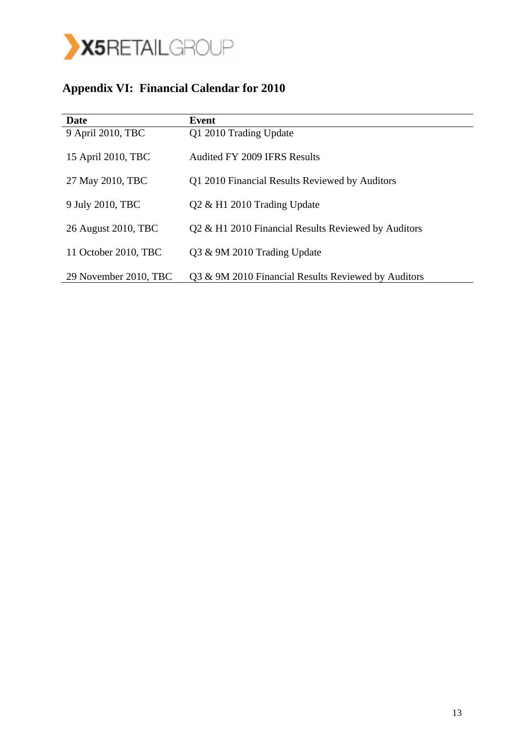## Appendix VI: Financial Calendar for 2010

| Date | Event |
|---|---|
| 9 April 2010, TBC | Q1 2010 Trading Update |
| 15 April 2010, TBC | Audited FY 2009 IFRS Results |
| 27 May 2010, TBC | Q1 2010 Financial Results Reviewed by Auditors |
| 9 July 2010, TBC | Q2 & H1 2010 Trading Update |
| 26 August 2010, TBC | Q2 & H1 2010 Financial Results Reviewed by Auditors |
| 11 October 2010, TBC | Q3 & 9M 2010 Trading Update |
| 29 November 2010, TBC | Q3 & 9M 2010 Financial Results Reviewed by Auditors |